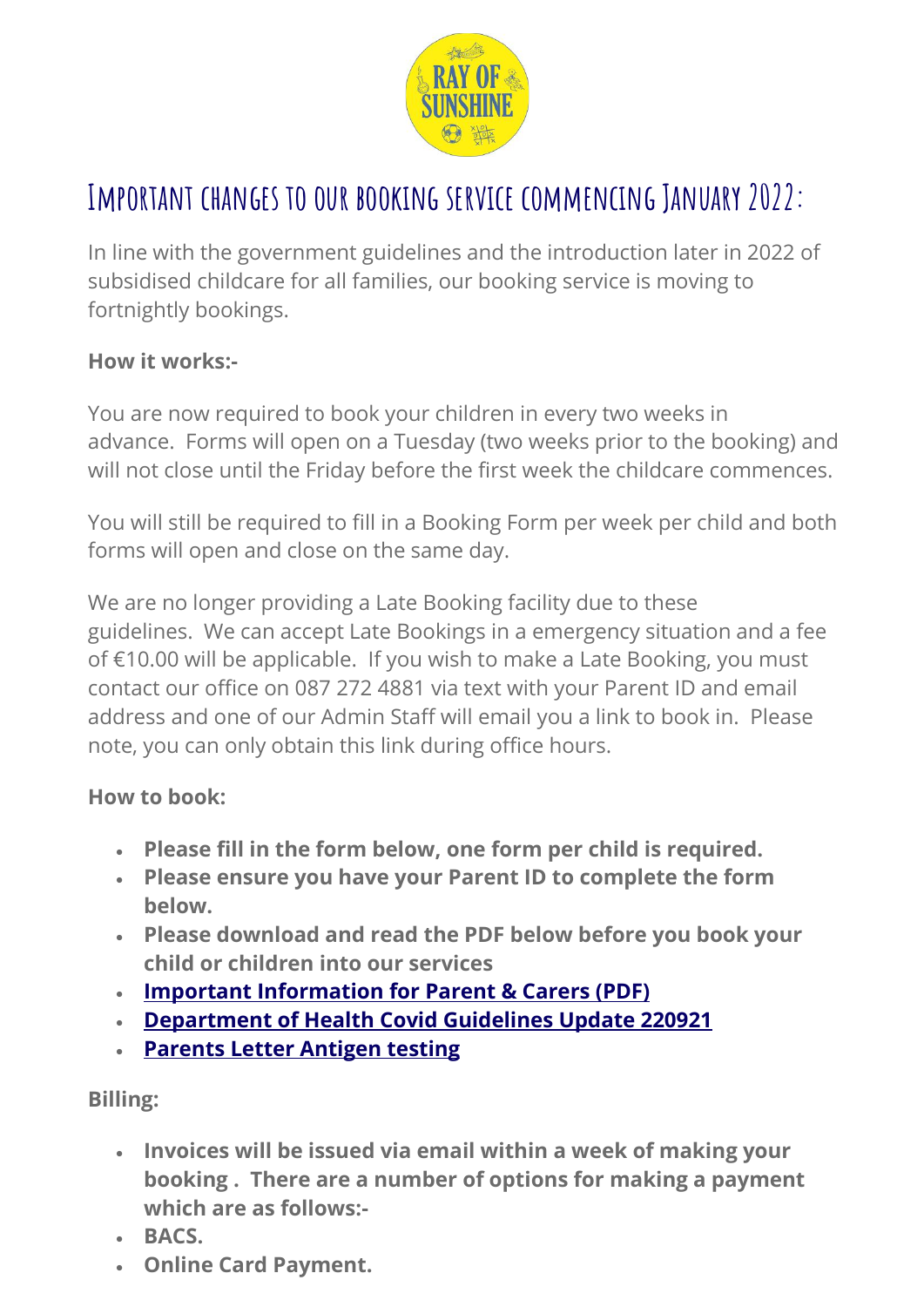# Important changes to our booking service commencing January 2022:

In line with the government guidelines and the introduction later in 2022 of subsidised childcare for all families, our booking service is moving to fortnightly bookings.

**How it works:-**

You are now required to book your children in every two weeks in advance. Forms will open on a Tuesday (two weeks prior to the booking) and will not close until the Friday before the first week the childcare commences.

You will still be required to fill in a Booking Form per week per child and both forms will open and close on the same day.

We are no longer providing a Late Booking facility due to these guidelines. We can accept Late Bookings in a emergency situation and a fee of €10.00 will be applicable. If you wish to make a Late Booking, you must contact our office on 087 272 4881 via text with your Parent ID and email address and one of our Admin Staff will email you a link to book in. Please note, you can only obtain this link during office hours.

**How to book:**

- **Please fill in the form below, one form per child is required.**
- **Please ensure you have your Parent ID to complete the form below.**
- **Please download and read the PDF below before you book your child or children into our services**
- **Important Information for Parent & Carers (PDF)**
- **Department of Health Covid Guidelines Update 220921**
- **Parents Letter Antigen testing**

**Billing:**

- **Invoices will be issued via email within a week of making your booking . There are a number of options for making a payment which are as follows:-**
- **BACS.**
- **Online Card Payment.**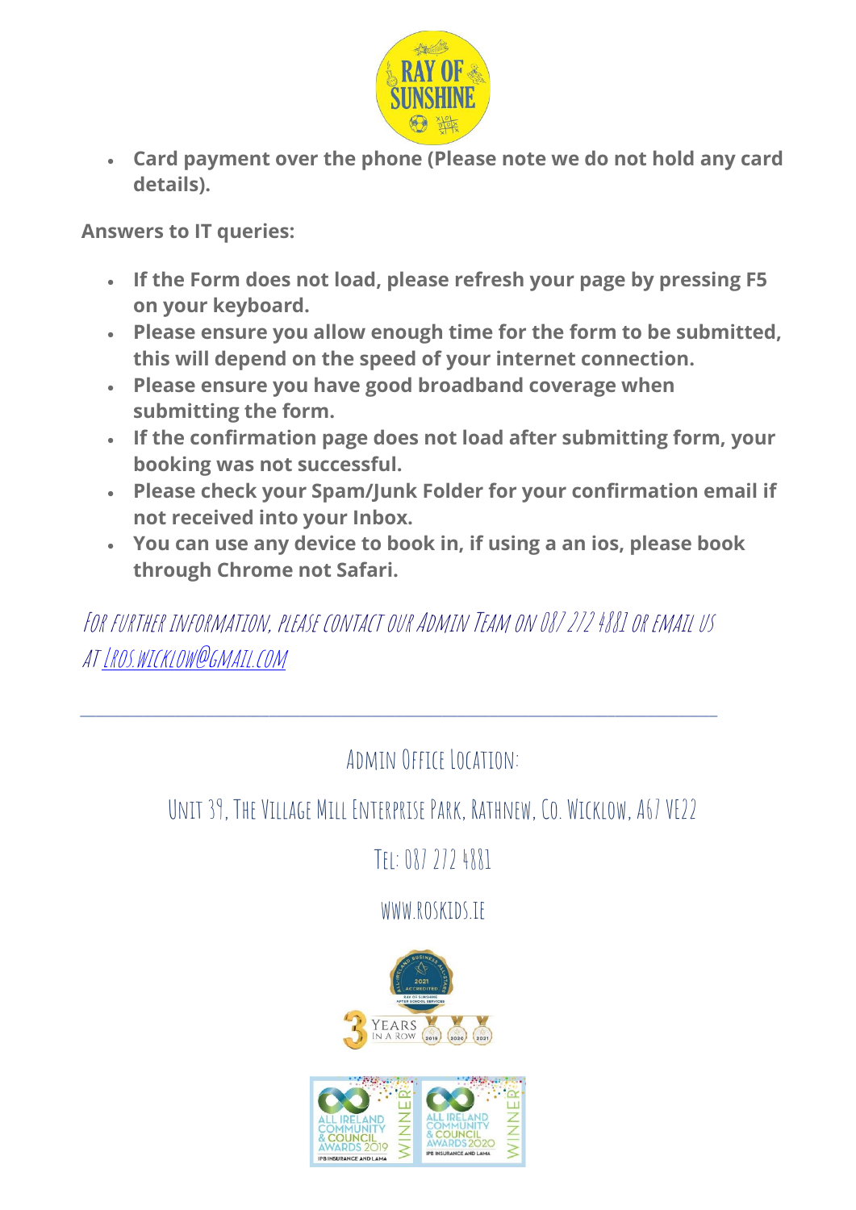- **Card payment over the phone (Please note we do not hold any card details).**

**Answers to IT queries:**

- **If the Form does not load, please refresh your page by pressing F5 on your keyboard.**
- **Please ensure you allow enough time for the form to be submitted, this will depend on the speed of your internet connection.**
- **Please ensure you have good broadband coverage when submitting the form.**
- **If the confirmation page does not load after submitting form, your booking was not successful.**
- **Please check your Spam/Junk Folder for your confirmation email if not received into your Inbox.**
- **You can use any device to book in, if using a an ios, please book through Chrome not Safari.**

*For further information, please contact our Admin Team on 087 272 4881 or email us at Lros.wicklow@gmail.com*

---

Admin Office Location:

Unit 39, The Village Mill Enterprise Park, Rathnew, Co. Wicklow, A67 VE22

Tel: 087 272 4881

www.roskids.ie